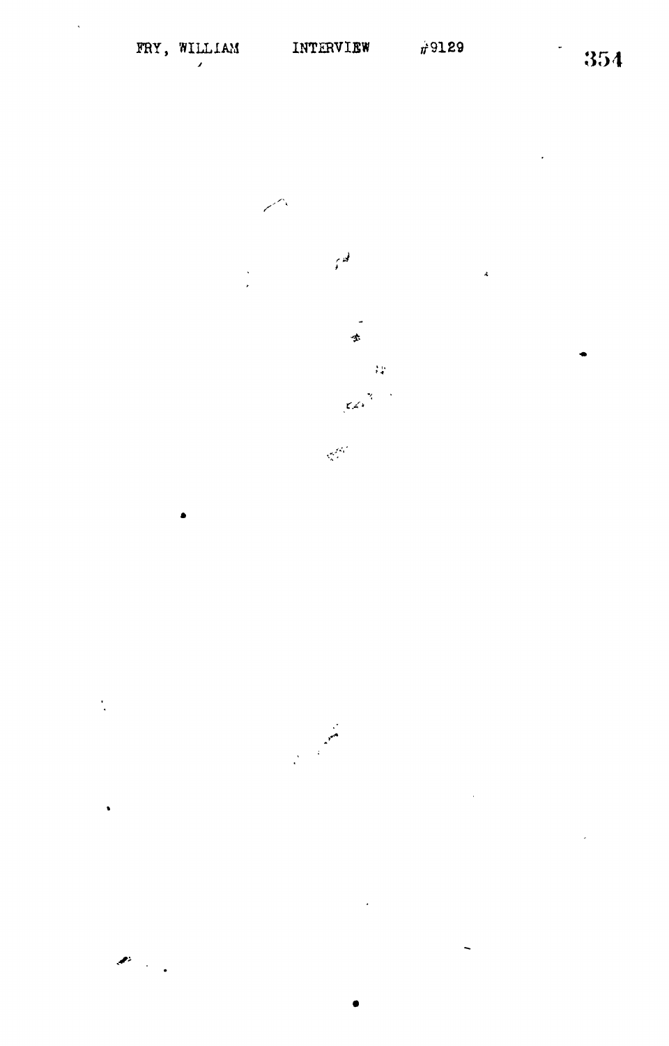FRY, WILLIAM INTERVIEW #9129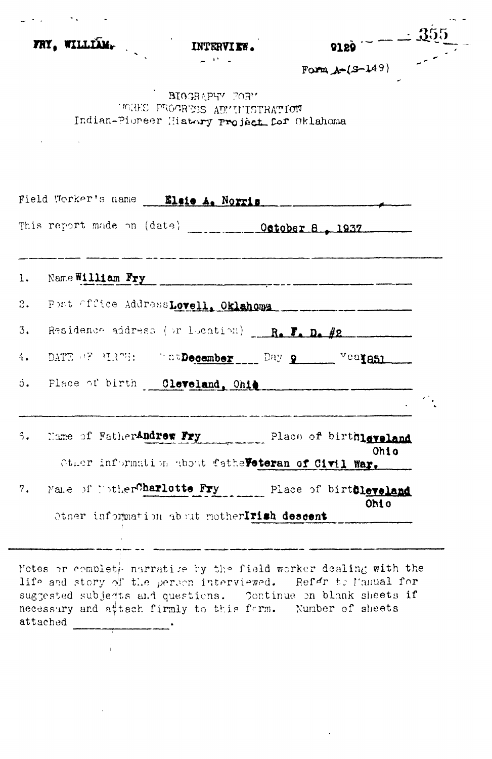FRY, WILLIAM. INTERVIEW. 9129

Form A-(S-149)

BIOGRAPHY FORM
WORKS PROGRESS ADMINISTRATION
Indian-Pioneer History Project for Oklahoma

Field Worker's name **Elsie A. Norris**

This report made on (date) **October 8, 1937**

---

1. Name **William Fry**
2. Post Office Address **Lovell, Oklahoma**
3. Residence address (or location) **R. F. D. #2**
4. DATE OF BIRTH: Month **December** Day **9** Year **1851**
5. Place of birth **Cleveland, Ohio**

---

6. Name of Father **Andrew Fry** Place of birth **Cleveland Ohio**

   Other information about father **Veteran of Civil War.**

7. Name of Mother **Charlotte Fry** Place of birth **Cleveland Ohio**

   Other information about mother **Irish descent**

---

Notes or complete narrative by the field worker dealing with the life and story of the person interviewed. Refer to Manual for suggested subjects and questions. Continue on blank sheets if necessary and attach firmly to this form. Number of sheets attached ______.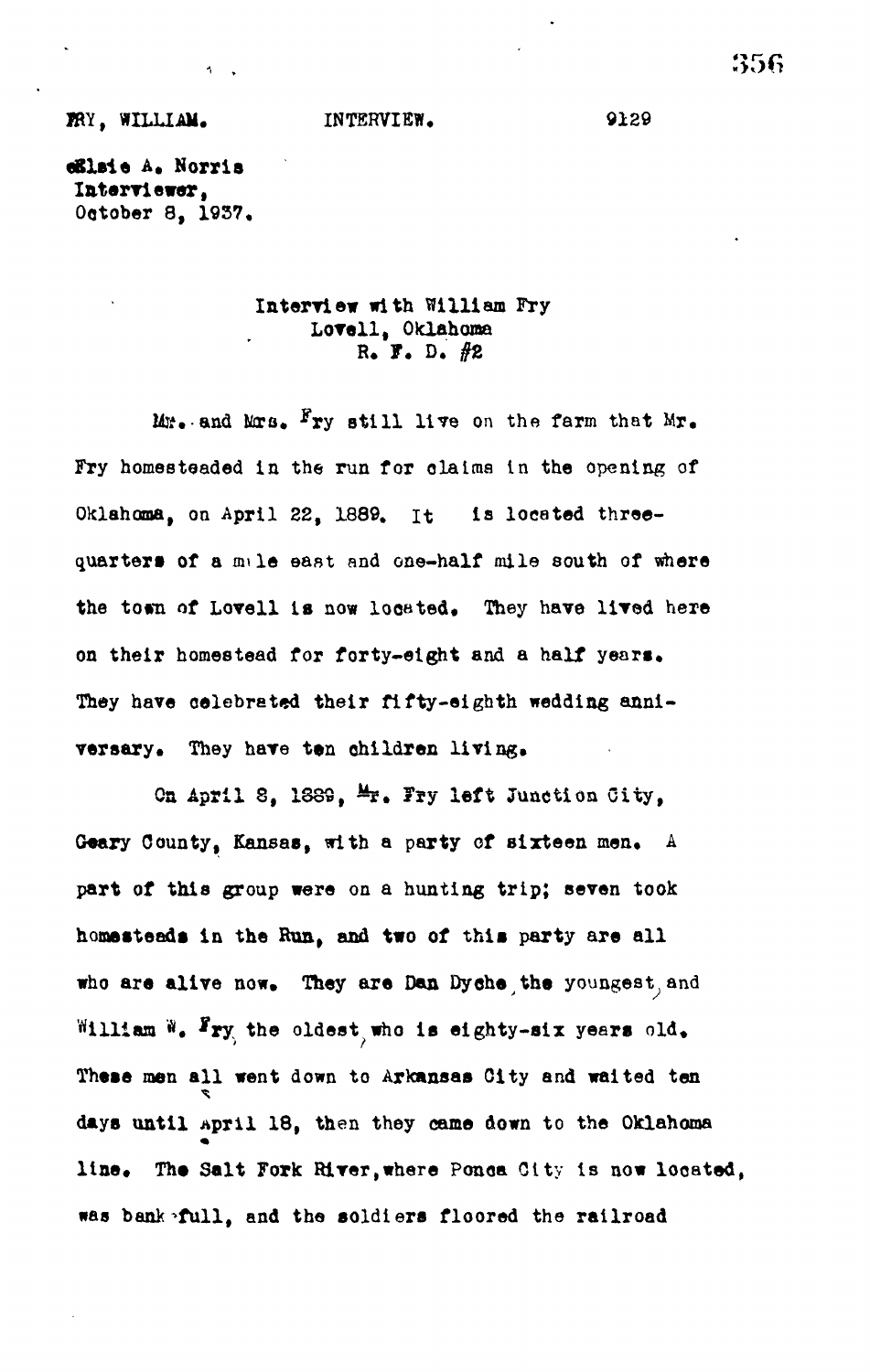FRY, WILLIAM. INTERVIEW. 9129

Elsie A. Norris
Interviewer,
October 8, 1937.

Interview with William Fry
Lovell, Oklahoma
R. F. D. #2

Mr. and Mrs. Fry still live on the farm that Mr. Fry homesteaded in the run for claims in the opening of Oklahoma, on April 22, 1889. It is located three-quarters of a mile east and one-half mile south of where the town of Lovell is now located. They have lived here on their homestead for forty-eight and a half years. They have celebrated their fifty-eighth wedding anniversary. They have ten children living.

On April 8, 1889, Mr. Fry left Junction City, Geary County, Kansas, with a party of sixteen men. A part of this group were on a hunting trip; seven took homesteads in the Run, and two of this party are all who are alive now. They are Dan Dyche, the youngest, and William W. Fry, the oldest, who is eighty-six years old. These men all went down to Arkansas City and waited ten days until April 18, then they came down to the Oklahoma line. The Salt Fork River, where Ponca City is now located, was bank-full, and the soldiers floored the railroad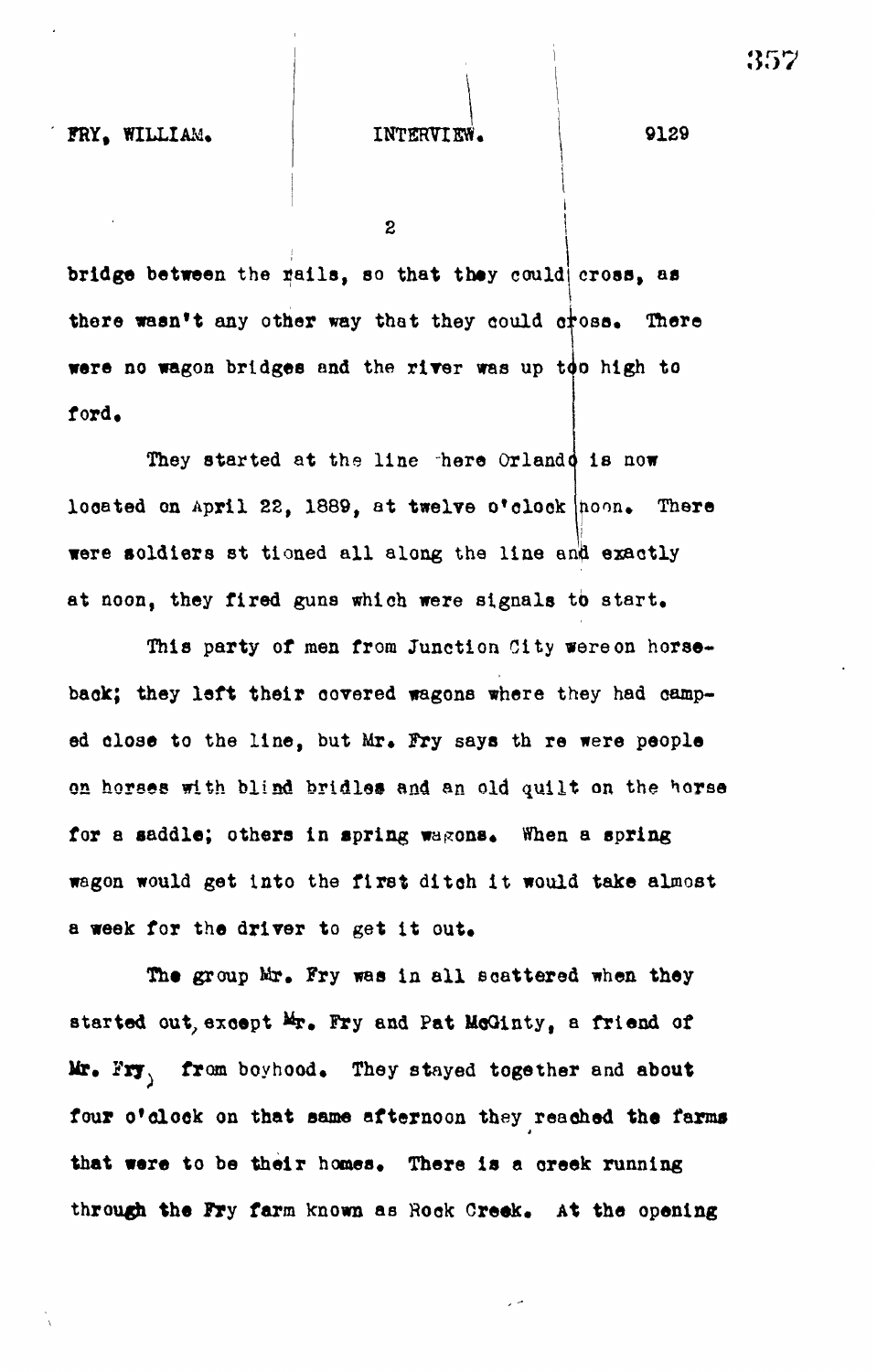bridge between the rails, so that they could cross, as there wasn't any other way that they could cross. There were no wagon bridges and the river was up too high to ford.

They started at the line here Orlando is now located on April 22, 1889, at twelve o'clock noon. There were soldiers st tioned all along the line and exactly at noon, they fired guns which were signals to start.

This party of men from Junction City wereon horseback; they left their covered wagons where they had camped close to the line, but Mr. Fry says th re were people on horses with blind bridles and an old quilt on the horse for a saddle; others in spring wagons. When a spring wagon would get into the first ditch it would take almost a week for the driver to get it out.

The group Mr. Fry was in all scattered when they started out, except Mr. Fry and Pat McGinty, a friend of Mr. Fry, from boyhood. They stayed together and about four o'clock on that same afternoon they reached the farms that were to be their homes. There is a creek running through the Fry farm known as Rock Creek. At the opening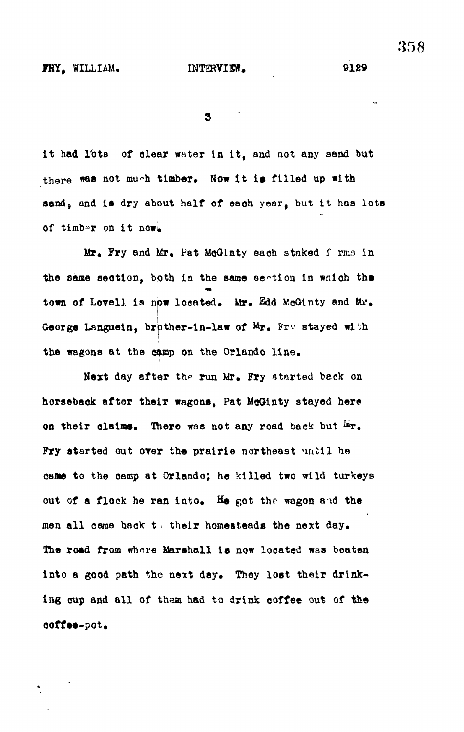it had lots of clear water in it, and not any sand but there was not much timber. Now it is filled up with sand, and is dry about half of each year, but it has lots of timber on it now.

Mr. Fry and Mr. Pat McGinty each staked farms in the same section, both in the same section in which the town of Lovell is now located. Mr. Edd McGinty and Mr. George Languein, brother-in-law of Mr. Fry stayed with the wagons at the camp on the Orlando line.

Next day after the run Mr. Fry started back on horseback after their wagons, Pat McGinty stayed here on their claims. There was not any road back but Mr. Fry started out over the prairie northeast until he came to the camp at Orlando; he killed two wild turkeys out of a flock he ran into. He got the wagon and the men all came back to their homesteads the next day. The road from where Marshall is now located was beaten into a good path the next day. They lost their drinking cup and all of them had to drink coffee out of the coffee-pot.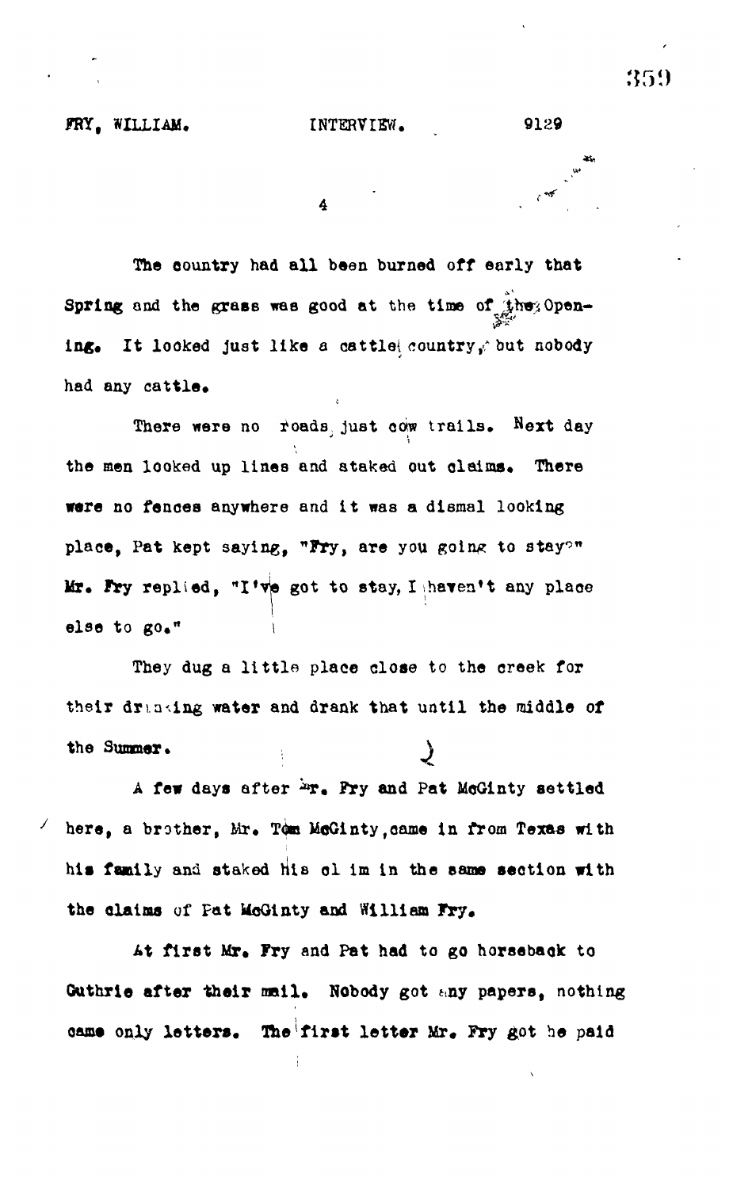The country had all been burned off early that Spring and the grass was good at the time of the Opening. It looked just like a cattle country, but nobody had any cattle.

There were no roads just cow trails. Next day the men looked up lines and staked out claims. There were no fences anywhere and it was a dismal looking place, Pat kept saying, "Fry, are you going to stay?" Mr. Fry replied, "I've got to stay, I haven't any place else to go."

They dug a little place close to the creek for their drinking water and drank that until the middle of the Summer.

A few days after Mr. Fry and Pat McGinty settled here, a brother, Mr. Tom McGinty, came in from Texas with his family and staked his claim in the same section with the claims of Pat McGinty and William Fry.

At first Mr. Fry and Pat had to go horseback to Guthrie after their mail. Nobody got any papers, nothing came only letters. The first letter Mr. Fry got he paid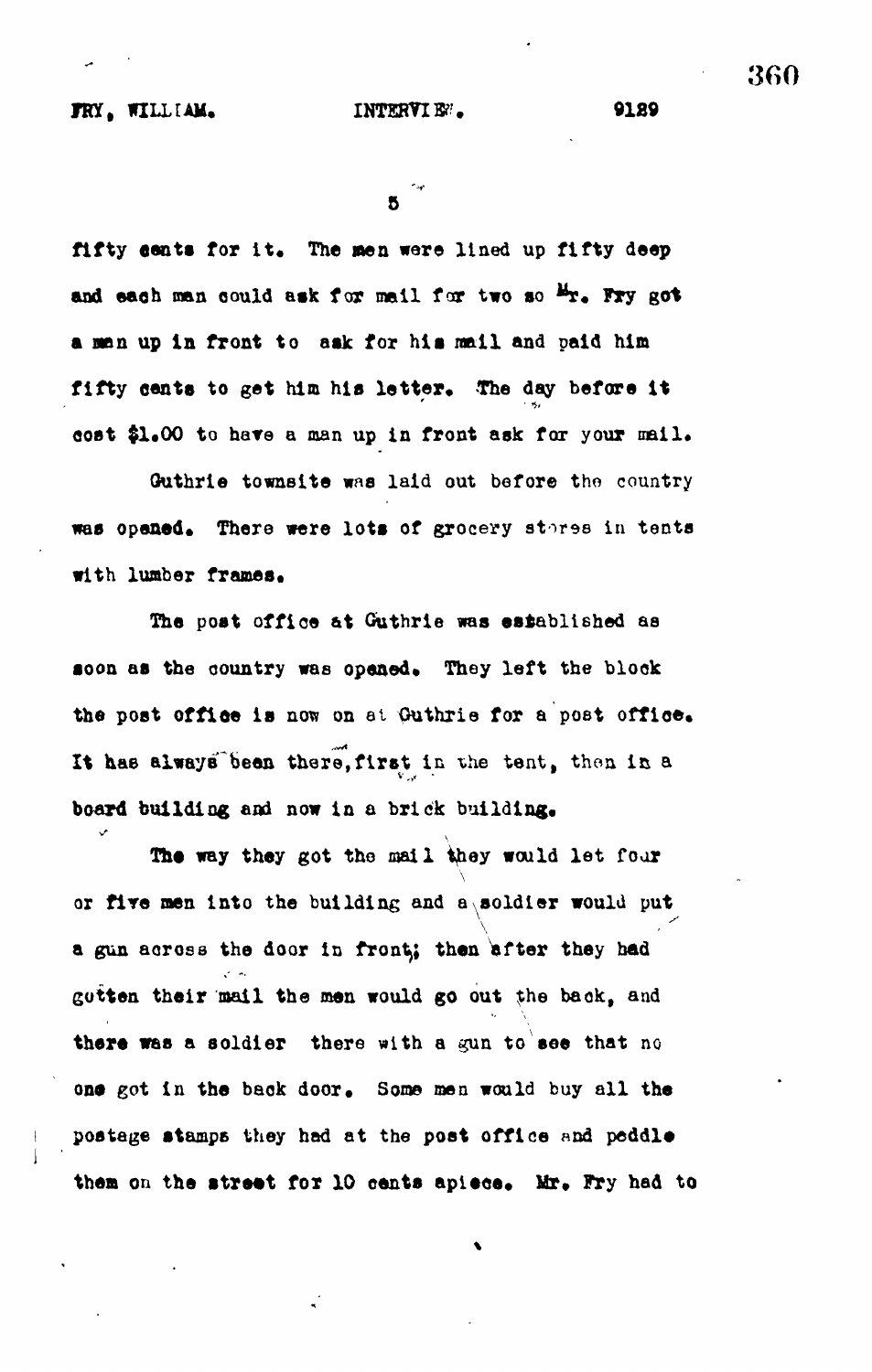fifty cents for it. The men were lined up fifty deep and each man could ask for mail for two so Mr. Fry got a man up in front to ask for his mail and paid him fifty cents to get him his letter. The day before it cost $1.00 to have a man up in front ask for your mail.

Guthrie townsite was laid out before the country was opened. There were lots of grocery stores in tents with lumber frames.

The post office at Guthrie was established as soon as the country was opened. They left the block the post office is now on at Guthrie for a post office. It has always been there, first in the tent, then in a board building and now in a brick building.

The way they got the mail they would let four or five men into the building and a soldier would put a gun across the door in front; then after they had gotten their mail the men would go out the back, and there was a soldier there with a gun to see that no one got in the back door. Some men would buy all the postage stamps they had at the post office and peddle them on the street for 10 cents apiece. Mr. Fry had to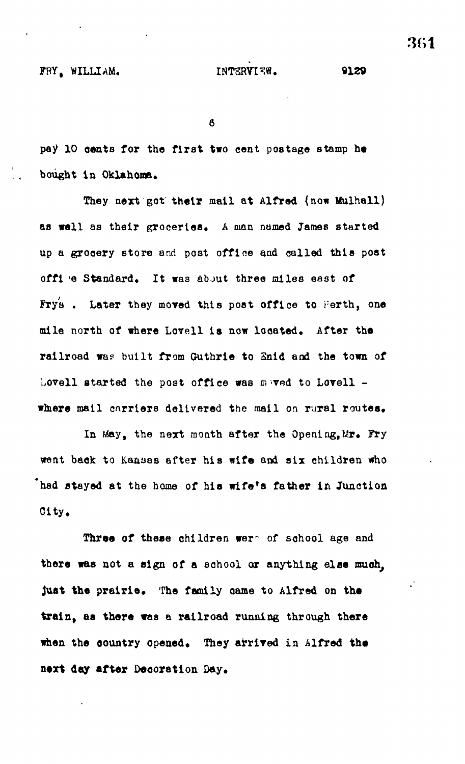pay 10 cents for the first two cent postage stamp he bought in Oklahoma.

They next got their mail at Alfred (now Mulhall) as well as their groceries. A man named James started up a grocery store and post office and called this post office Standard. It was about three miles east of Fry's. Later they moved this post office to Perth, one mile north of where Lovell is now located. After the railroad was built from Guthrie to Enid and the town of Lovell started the post office was moved to Lovell - where mail carriers delivered the mail on rural routes.

In May, the next month after the Opening, Mr. Fry went back to Kansas after his wife and six children who had stayed at the home of his wife's father in Junction City.

Three of these children were of school age and there was not a sign of a school or anything else much, just the prairie. The family came to Alfred on the train, as there was a railroad running through there when the country opened. They arrived in Alfred the next day after Decoration Day.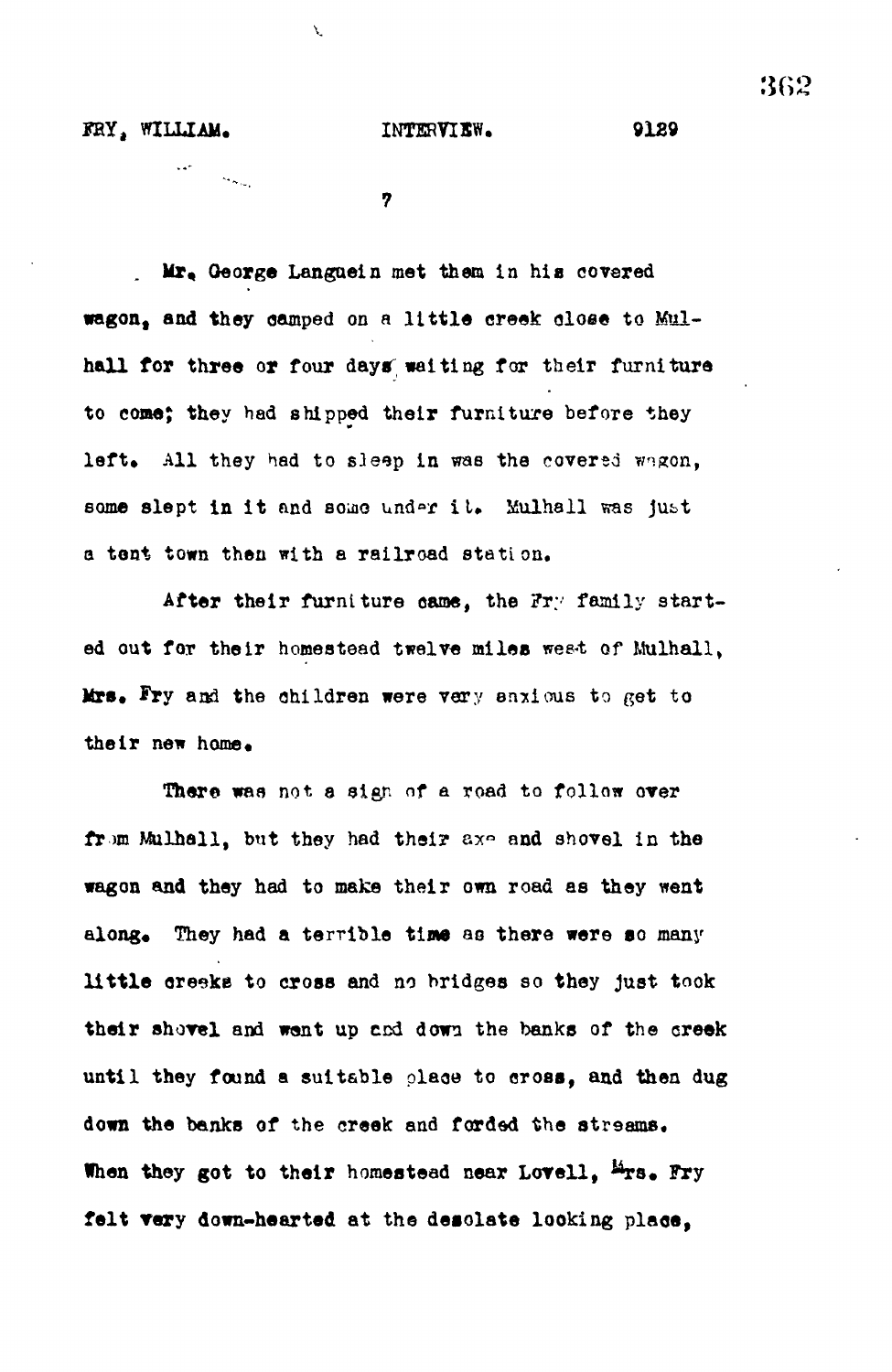Mr. George Languein met them in his covered wagon, and they camped on a little creek close to Mulhall for three or four days waiting for their furniture to come; they had shipped their furniture before they left. All they had to sleep in was the covered wagon, some slept in it and some under it. Mulhall was just a tent town then with a railroad station.

After their furniture came, the Fry family started out for their homestead twelve miles west of Mulhall, Mrs. Fry and the children were very anxious to get to their new home.

There was not a sign of a road to follow over from Mulhall, but they had their axe and shovel in the wagon and they had to make their own road as they went along. They had a terrible time as there were so many little creeks to cross and no bridges so they just took their shovel and went up and down the banks of the creek until they found a suitable place to cross, and then dug down the banks of the creek and forded the streams. When they got to their homestead near Lovell, Mrs. Fry felt very down-hearted at the desolate looking place,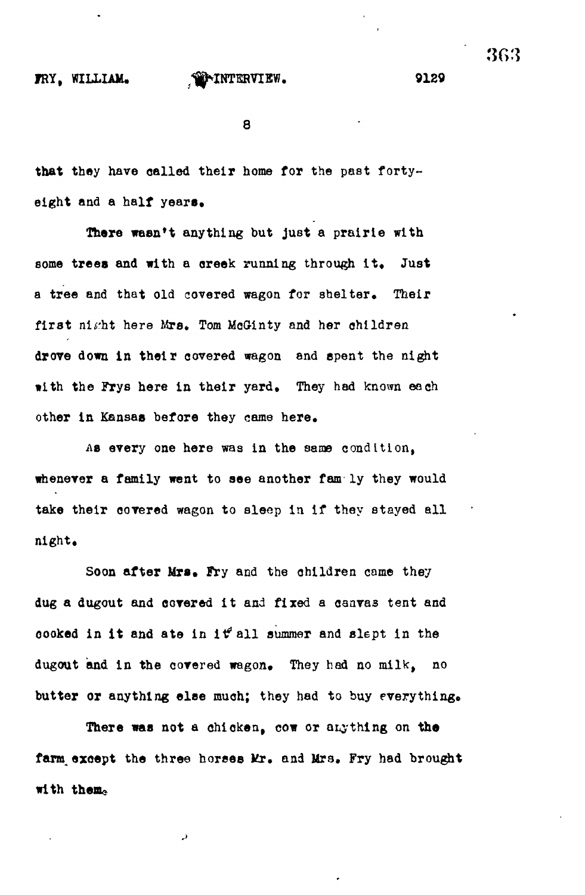that they have called their home for the past forty-eight and a half years.

There wasn't anything but just a prairie with some trees and with a creek running through it. Just a tree and that old covered wagon for shelter. Their first night here Mrs. Tom McGinty and her children drove down in their covered wagon and spent the night with the Frys here in their yard. They had known each other in Kansas before they came here.

As every one here was in the same condition, whenever a family went to see another family they would take their covered wagon to sleep in if they stayed all night.

Soon after Mrs. Fry and the children came they dug a dugout and covered it and fixed a canvas tent and cooked in it and ate in it all summer and slept in the dugout and in the covered wagon. They had no milk, no butter or anything else much; they had to buy everything.

There was not a chicken, cow or anything on the farm except the three horses Mr. and Mrs. Fry had brought with them.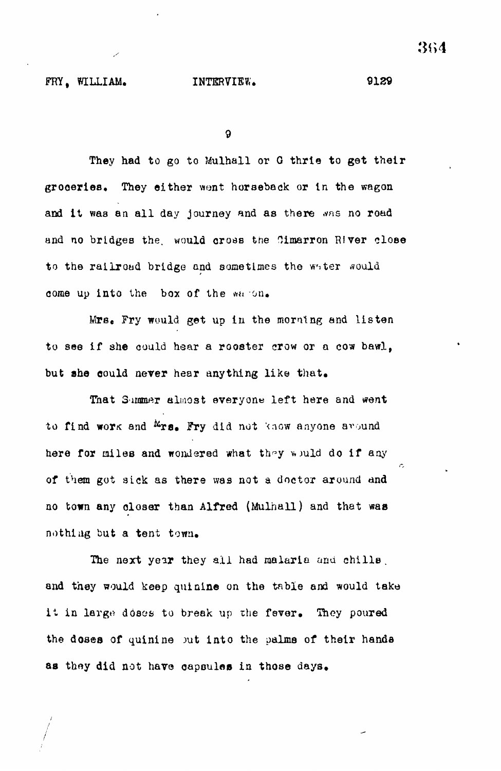They had to go to Mulhall or G thrie to get their groceries. They either went horseback or in the wagon and it was an all day journey and as there was no road and no bridges the would cross the Cimarron River close to the railroad bridge and sometimes the water would come up into the box of the wagon.

Mrs. Fry would get up in the morning and listen to see if she could hear a rooster crow or a cow bawl, but she could never hear anything like that.

That Summer almost everyone left here and went to find work and Mrs. Fry did not know anyone around here for miles and wondered what they would do if any of them got sick as there was not a doctor around and no town any closer than Alfred (Mulhall) and that was nothing but a tent town.

The next year they all had malaria and chills, and they would keep quinine on the table and would take it in large doses to break up the fever. They poured the doses of quinine out into the palms of their hands as they did not have capsules in those days.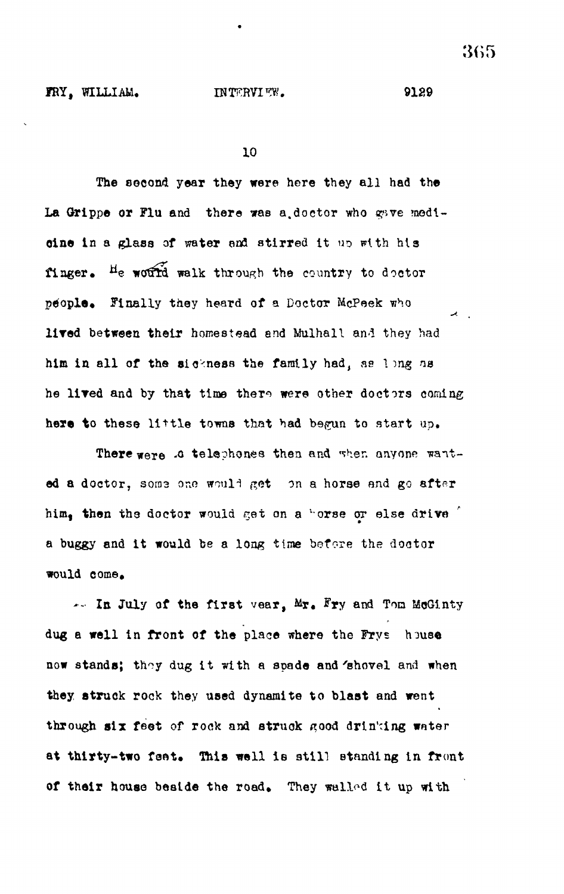The second year they were here they all had the La Grippe or Flu and there was a doctor who gave medicine in a glass of water and stirred it up with his finger. He would walk through the country to doctor people. Finally they heard of a Doctor McPeek who lived between their homestead and Mulhall and they had him in all of the sickness the family had, as long as he lived and by that time there were other doctors coming here to these little towns that had begun to start up.

There were no telephones then and when anyone wanted a doctor, some one would get on a horse and go after him, then the doctor would get on a horse or else drive a buggy and it would be a long time before the doctor would come.

In July of the first year, Mr. Fry and Tom McGinty dug a well in front of the place where the Frys house now stands; they dug it with a spade and shovel and when they struck rock they used dynamite to blast and went through six feet of rock and struck good drinking water at thirty-two feet. This well is still standing in front of their house beside the road. They walled it up with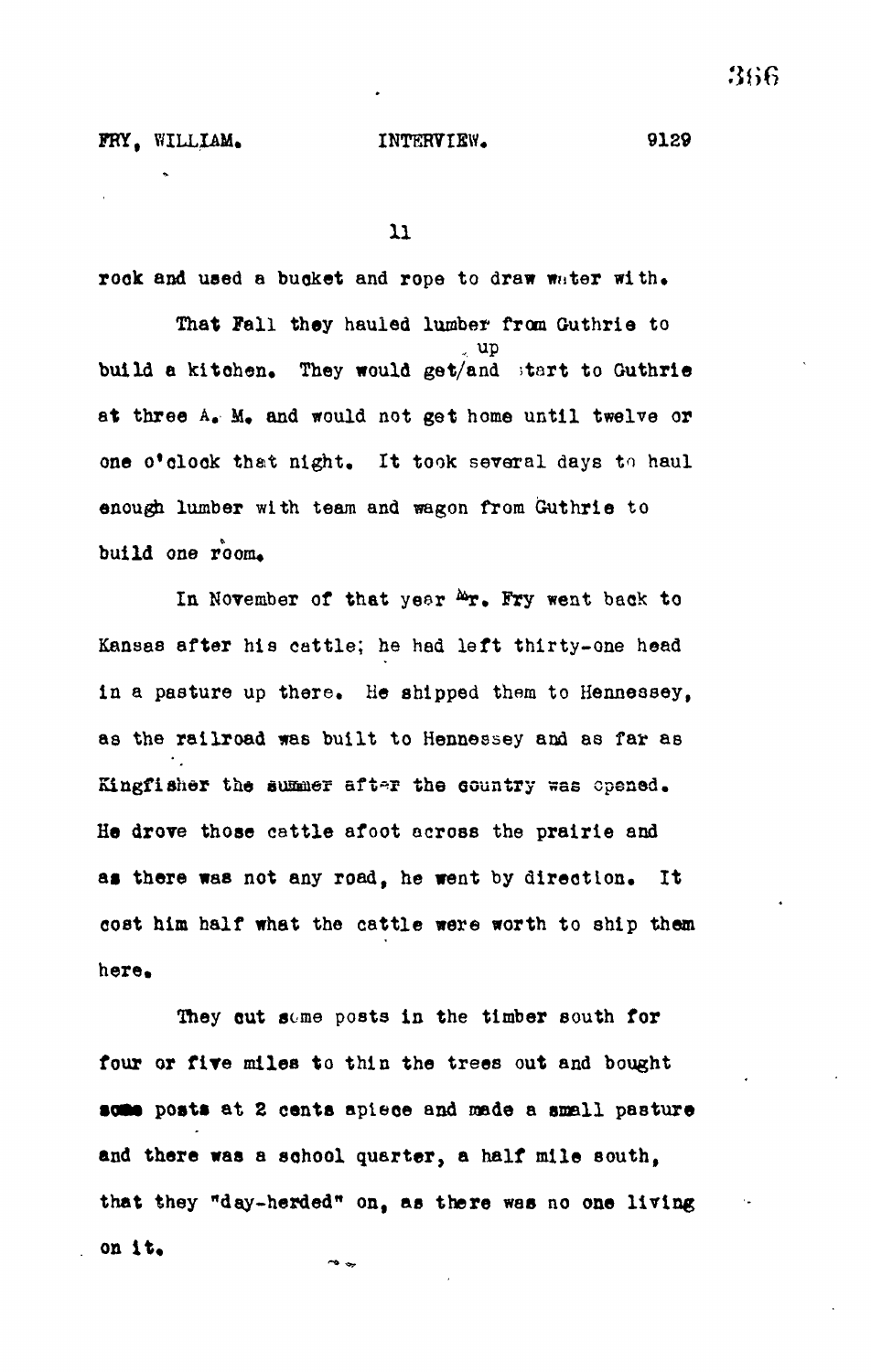rock and used a bucket and rope to draw water with.

That Fall they hauled lumber from Guthrie to build a kitchen. They would get up and start to Guthrie at three A. M. and would not get home until twelve or one o'clock that night. It took several days to haul enough lumber with team and wagon from Guthrie to build one room.

In November of that year Mr. Fry went back to Kansas after his cattle; he had left thirty-one head in a pasture up there. He shipped them to Hennessey, as the railroad was built to Hennessey and as far as Kingfisher the summer after the country was opened. He drove those cattle afoot across the prairie and as there was not any road, he went by direction. It cost him half what the cattle were worth to ship them here.

They cut some posts in the timber south for four or five miles to thin the trees out and bought some posts at 2 cents apiece and made a small pasture and there was a school quarter, a half mile south, that they "day-herded" on, as there was no one living on it.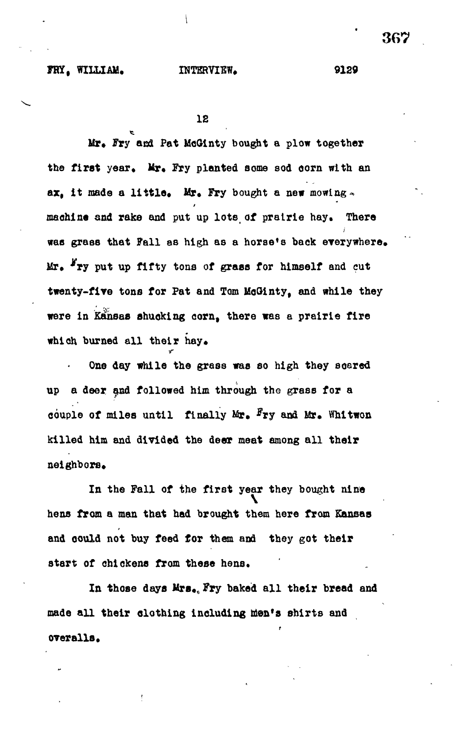Mr. Fry and Pat McGinty bought a plow together the first year. Mr. Fry planted some sod corn with an ax, it made a little. Mr. Fry bought a new mowing-machine and rake and put up lots of prairie hay. There was grass that Fall as high as a horse's back everywhere. Mr. Fry put up fifty tons of grass for himself and cut twenty-five tons for Pat and Tom McGinty, and while they were in Kansas shucking corn, there was a prairie fire which burned all their hay.

One day while the grass was so high they scared up a deer and followed him through the grass for a couple of miles until finally Mr. Fry and Mr. Whitwon killed him and divided the deer meat among all their neighbors.

In the Fall of the first year they bought nine hens from a man that had brought them here from Kansas and could not buy feed for them and they got their start of chickens from these hens.

In those days Mrs. Fry baked all their bread and made all their clothing including men's shirts and overalls.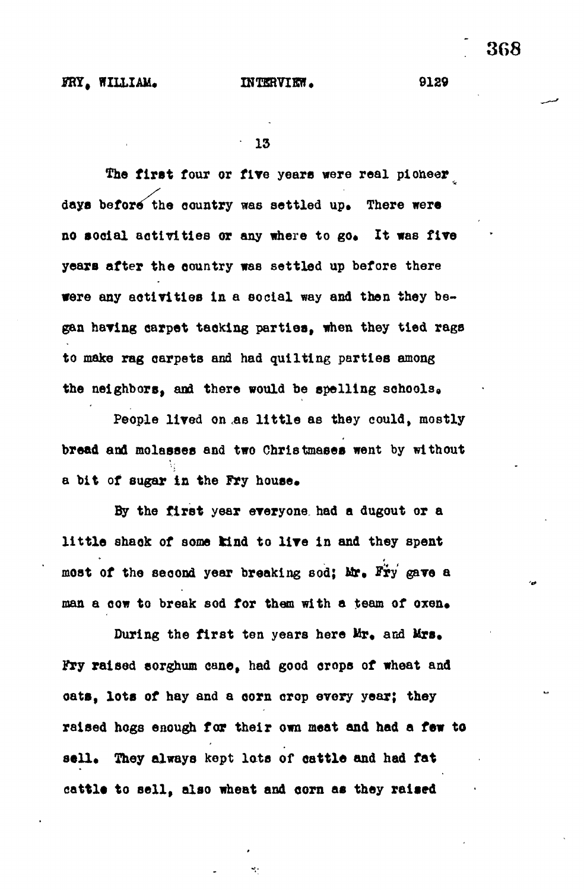The first four or five years were real pioneer days before the country was settled up. There were no social activities or any where to go. It was five years after the country was settled up before there were any activities in a social way and then they began having carpet tacking parties, when they tied rags to make rag carpets and had quilting parties among the neighbors, and there would be spelling schools.

People lived on as little as they could, mostly bread and molasses and two Christmases went by without a bit of sugar in the Fry house.

By the first year everyone had a dugout or a little shack of some kind to live in and they spent most of the second year breaking sod; Mr. Fry gave a man a cow to break sod for them with a team of oxen.

During the first ten years here Mr. and Mrs. Fry raised sorghum cane, had good crops of wheat and oats, lots of hay and a corn crop every year; they raised hogs enough for their own meat and had a few to sell. They always kept lots of cattle and had fat cattle to sell, also wheat and corn as they raised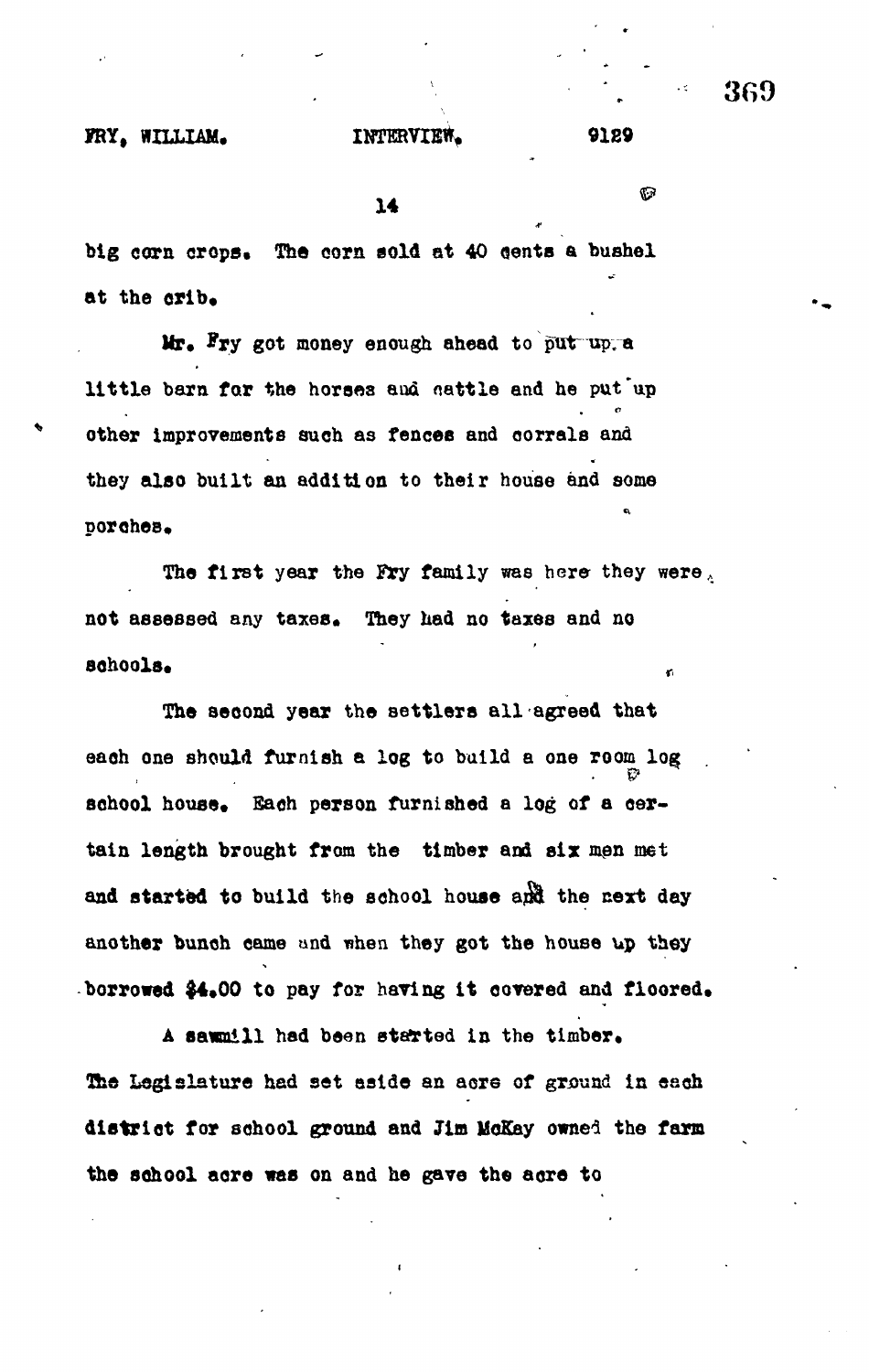big corn crops. The corn sold at 40 cents a bushel at the crib.

Mr. Fry got money enough ahead to put up a little barn for the horses and cattle and he put up other improvements such as fences and corrals and they also built an addition to their house and some porches.

The first year the Fry family was here they were not assessed any taxes. They had no taxes and no schools.

The second year the settlers all agreed that each one should furnish a log to build a one room log school house. Each person furnished a log of a certain length brought from the timber and six men met and started to build the school house and the next day another bunch came and when they got the house up they borrowed $4.00 to pay for having it covered and floored.

A sawmill had been started in the timber. The Legislature had set aside an acre of ground in each district for school ground and Jim McKay owned the farm the school acre was on and he gave the acre to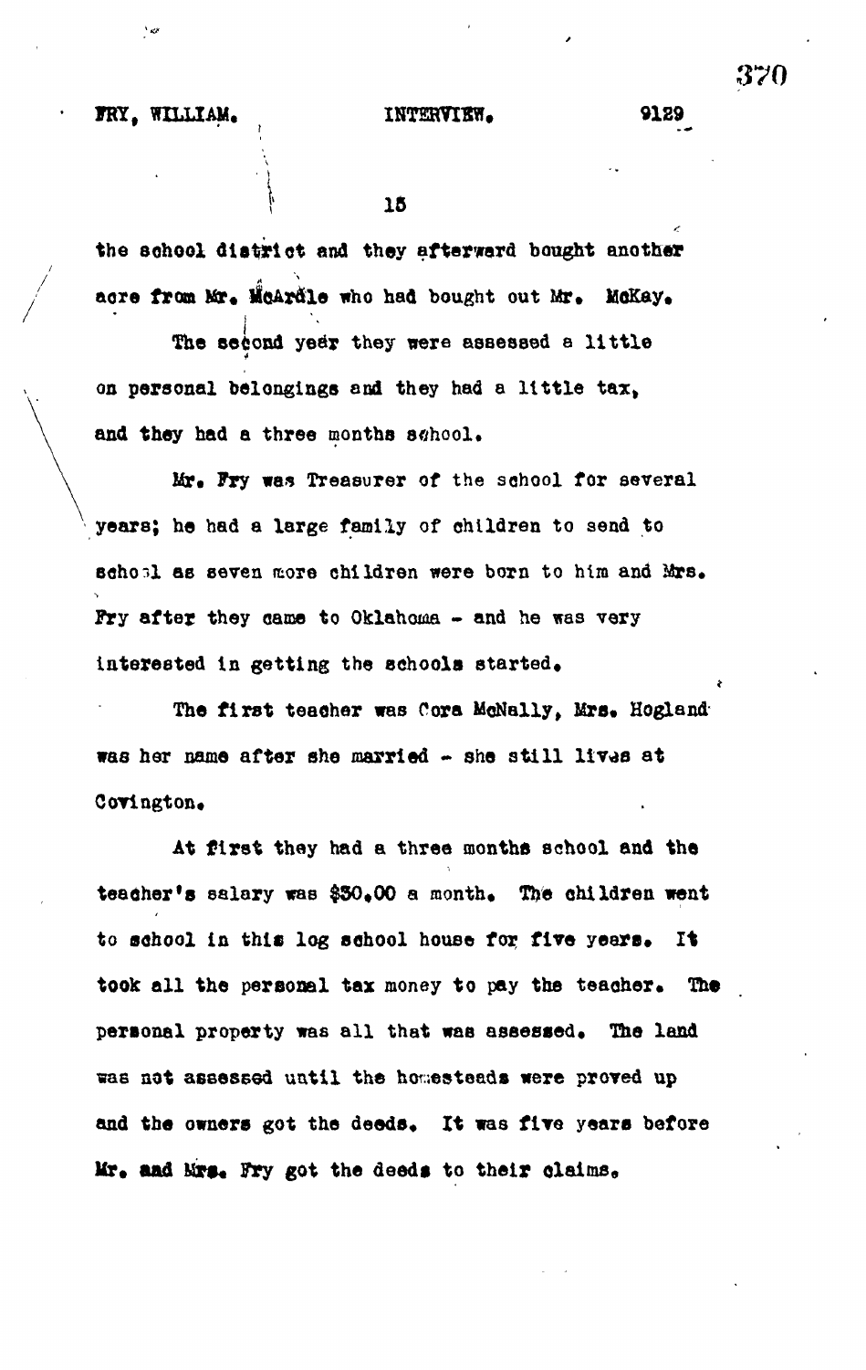the school district and they afterward bought another acre from Mr. McArdle who had bought out Mr. McKay.

The second year they were assessed a little on personal belongings and they had a little tax, and they had a three months school.

Mr. Fry was Treasurer of the school for several years; he had a large family of children to send to school as seven more children were born to him and Mrs. Fry after they came to Oklahoma - and he was very interested in getting the schools started.

The first teacher was Cora McNally, Mrs. Hogland was her name after she married - she still lives at Covington.

At first they had a three months school and the teacher's salary was $30.00 a month. The children went to school in this log school house for five years. It took all the personal tax money to pay the teacher. The personal property was all that was assessed. The land was not assessed until the homesteads were proved up and the owners got the deeds. It was five years before Mr. and Mrs. Fry got the deeds to their claims.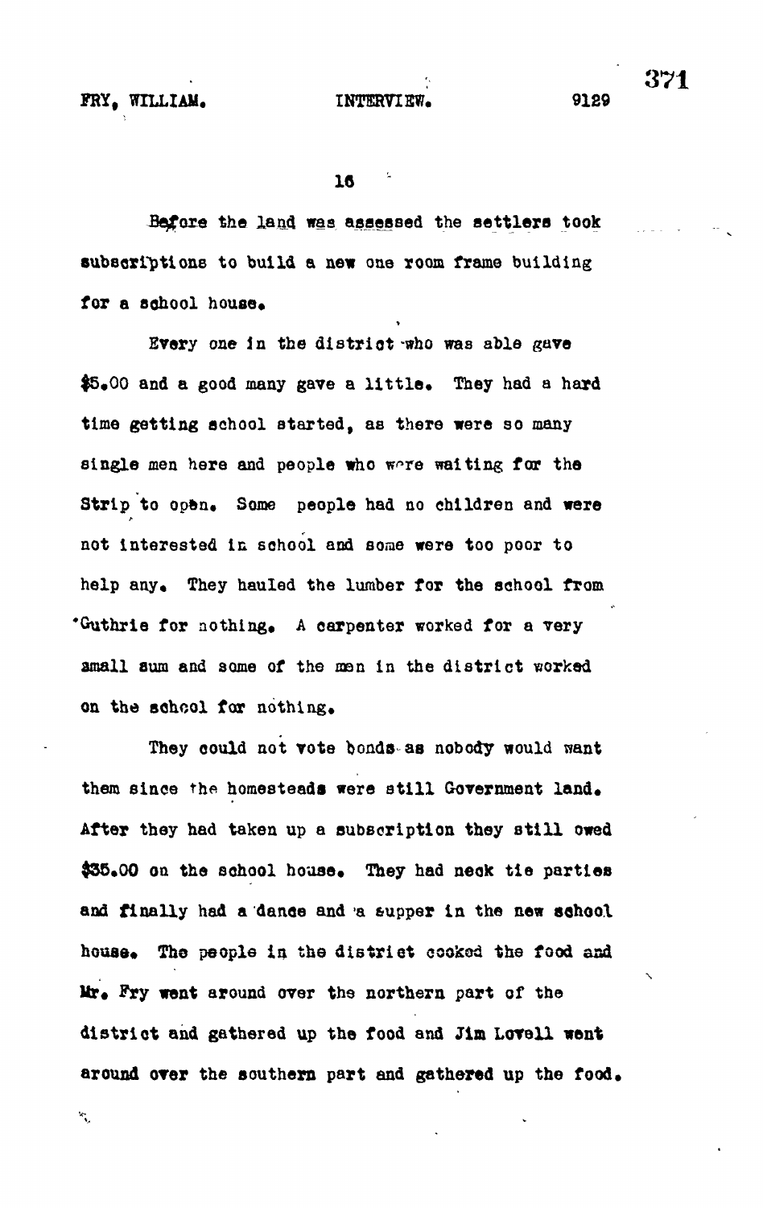Before the land was assessed the settlers took subscriptions to build a new one room frame building for a school house.

Every one in the district who was able gave $5.00 and a good many gave a little. They had a hard time getting school started, as there were so many single men here and people who were waiting for the Strip to open. Some people had no children and were not interested in school and some were too poor to help any. They hauled the lumber for the school from Guthrie for nothing. A carpenter worked for a very small sum and some of the men in the district worked on the school for nothing.

They could not vote bonds as nobody would want them since the homesteads were still Government land. After they had taken up a subscription they still owed $35.00 on the school house. They had neck tie parties and finally had a dance and a supper in the new school house. The people in the district cooked the food and Mr. Fry went around over the northern part of the district and gathered up the food and Jim Lovell went around over the southern part and gathered up the food.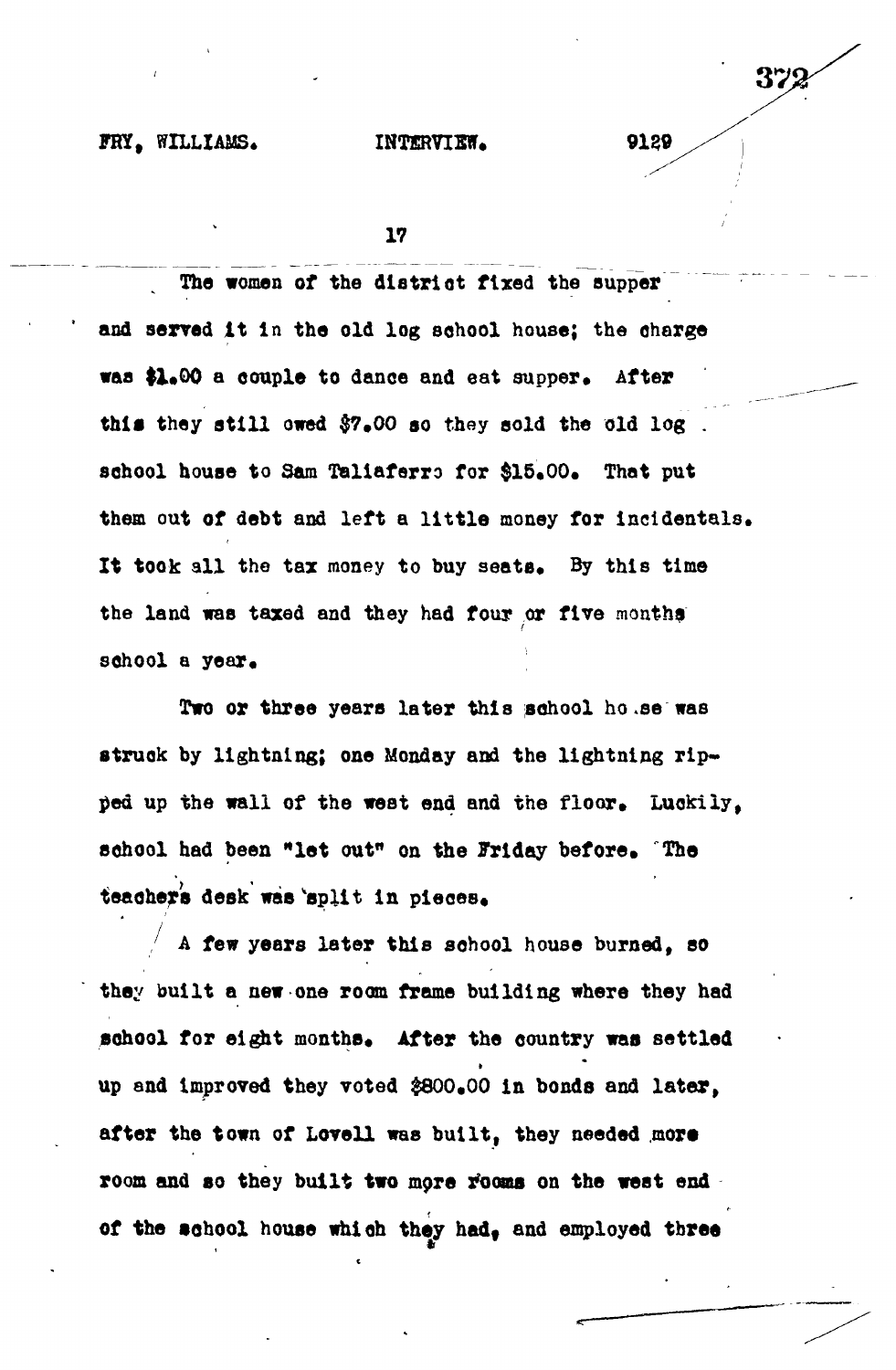The women of the district fixed the supper and served it in the old log school house; the charge was $1.00 a couple to dance and eat supper. After this they still owed $7.00 so they sold the old log school house to Sam Taliaferro for $15.00. That put them out of debt and left a little money for incidentals. It took all the tax money to buy seats. By this time the land was taxed and they had four or five months school a year.

Two or three years later this school house was struck by lightning; one Monday and the lightning ripped up the wall of the west end and the floor. Luckily, school had been "let out" on the Friday before. The teacher's desk was split in pieces.

A few years later this school house burned, so they built a new one room frame building where they had school for eight months. After the country was settled up and improved they voted $800.00 in bonds and later, after the town of Lovell was built, they needed more room and so they built two more rooms on the west end of the school house which they had, and employed three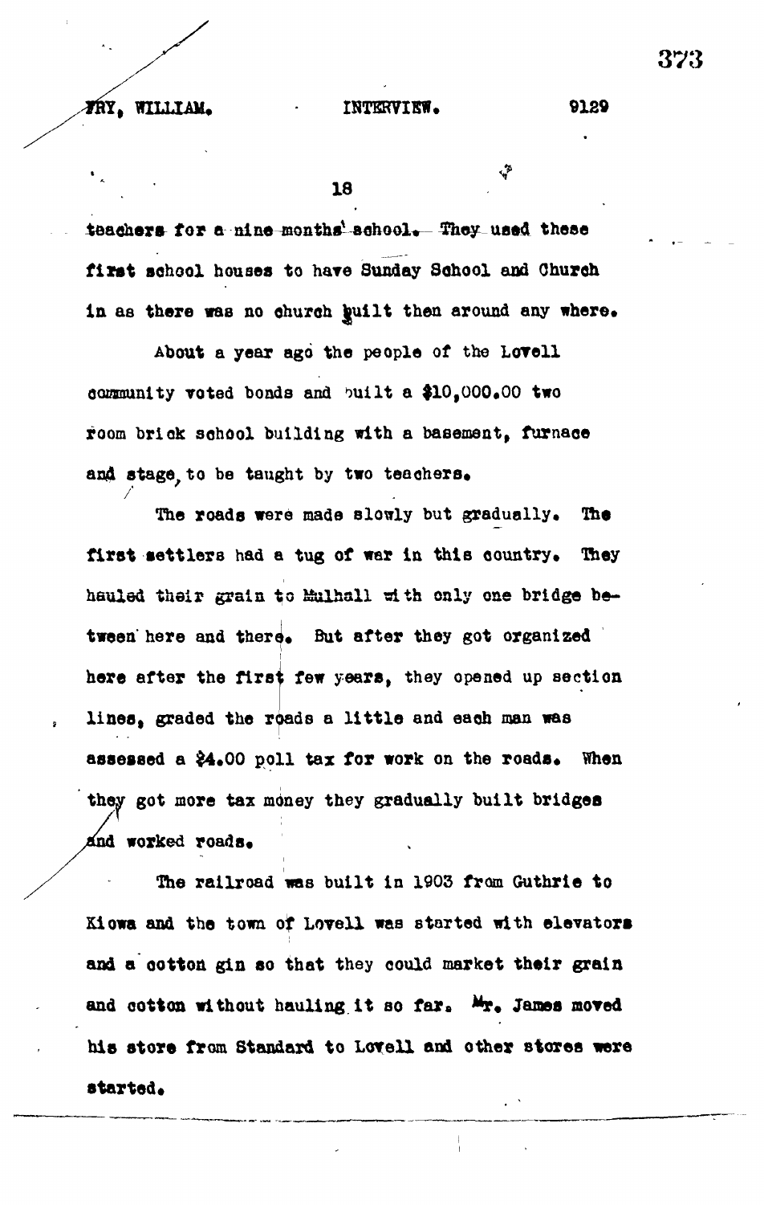teachers for a nine months' school. They used these first school houses to have Sunday School and Church in as there was no church built then around any where.

About a year ago the people of the Lovell community voted bonds and built a $10,000.00 two room brick school building with a basement, furnace and stage, to be taught by two teachers.

The roads were made slowly but gradually. The first settlers had a tug of war in this country. They hauled their grain to Mulhall with only one bridge between here and there. But after they got organized here after the first few years, they opened up section lines, graded the roads a little and each man was assessed a $4.00 poll tax for work on the roads. When they got more tax money they gradually built bridges and worked roads.

The railroad was built in 1903 from Guthrie to Kiowa and the town of Lovell was started with elevators and a cotton gin so that they could market their grain and cotton without hauling it so far. Mr. James moved his store from Standard to Lovell and other stores were started.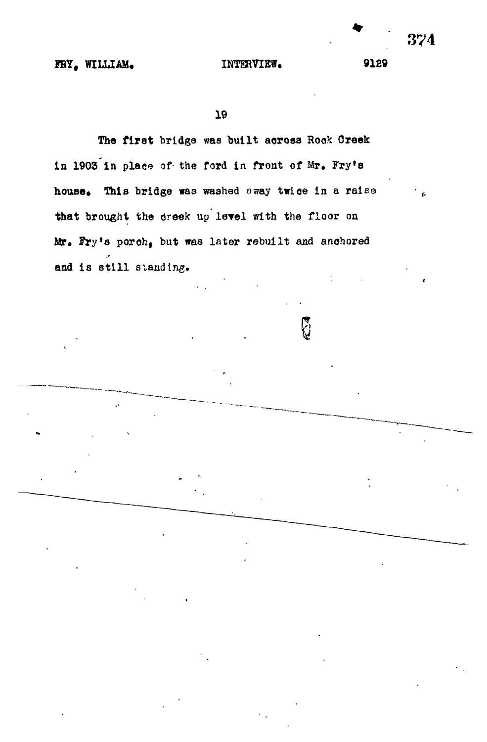The first bridge was built across Rock Creek in 1903 in place of the ford in front of Mr. Fry's house. This bridge was washed away twice in a raise that brought the creek up level with the floor on Mr. Fry's porch, but was later rebuilt and anchored and is still standing.